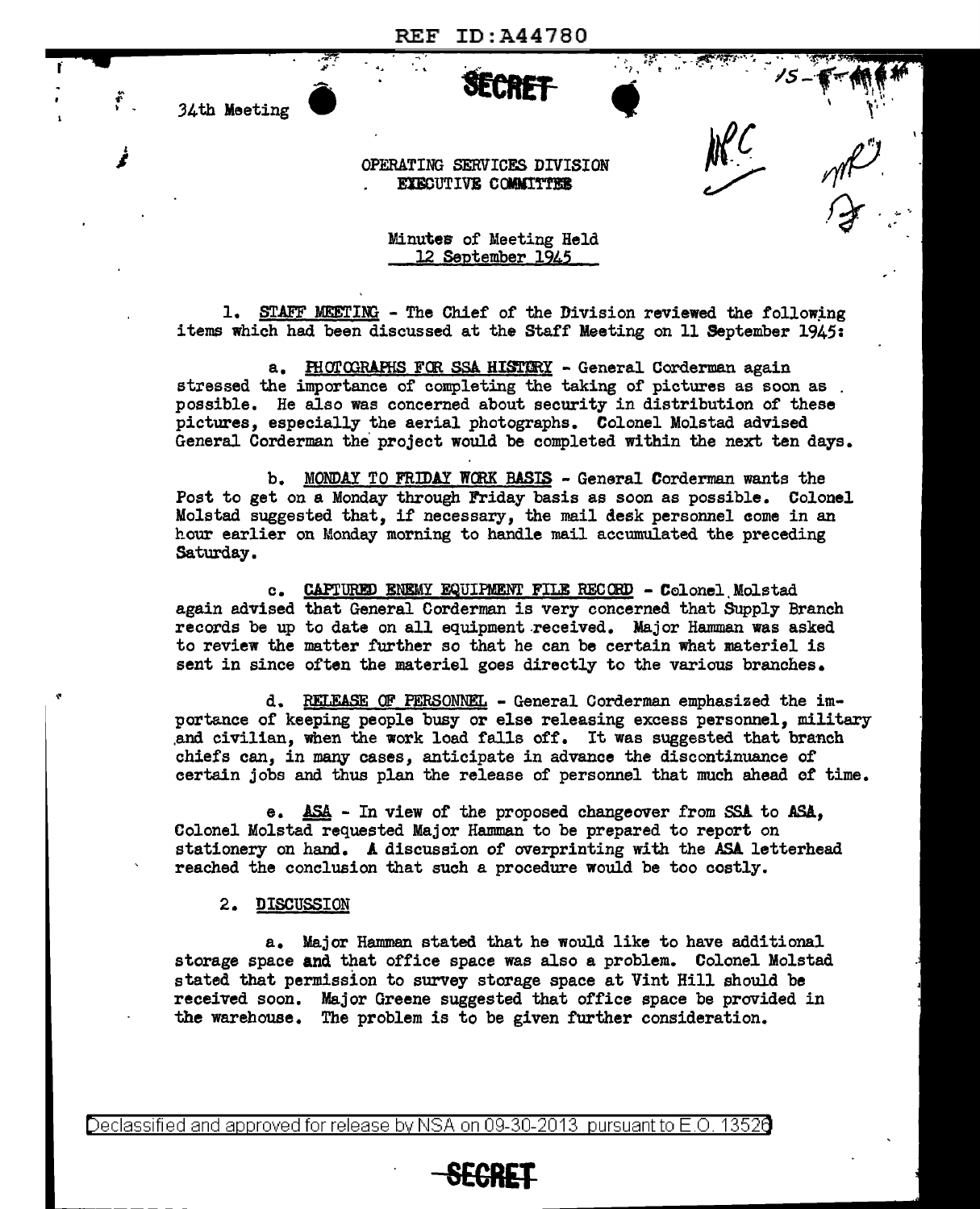SECRET

34th Meeting

OPERATING SERVICES DIVISION
EXECUTIVE COMMITTEE

Minutes of Meeting Held
12 September 1945

1. STAFF MEETING - The Chief of the Division reviewed the following items which had been discussed at the Staff Meeting on 11 September 1945:

a. PHOTOGRAPHS FOR SSA HISTORY - General Corderman again stressed the importance of completing the taking of pictures as soon as possible. He also was concerned about security in distribution of these pictures, especially the aerial photographs. Colonel Molstad advised General Corderman the project would be completed within the next ten days.

b. MONDAY TO FRIDAY WORK BASIS - General Corderman wants the Post to get on a Monday through Friday basis as soon as possible. Colonel Molstad suggested that, if necessary, the mail desk personnel come in an hour earlier on Monday morning to handle mail accumulated the preceding Saturday.

c. CAPTURED ENEMY EQUIPMENT FILE RECORD - Colonel Molstad again advised that General Corderman is very concerned that Supply Branch records be up to date on all equipment received. Major Hamman was asked to review the matter further so that he can be certain what materiel is sent in since often the materiel goes directly to the various branches.

d. RELEASE OF PERSONNEL - General Corderman emphasized the importance of keeping people busy or else releasing excess personnel, military and civilian, when the work load falls off. It was suggested that branch chiefs can, in many cases, anticipate in advance the discontinuance of certain jobs and thus plan the release of personnel that much ahead of time.

e. ASA - In view of the proposed changeover from SSA to ASA, Colonel Molstad requested Major Hamman to be prepared to report on stationery on hand. A discussion of overprinting with the ASA letterhead reached the conclusion that such a procedure would be too costly.

2. DISCUSSION

a. Major Hamman stated that he would like to have additional storage space and that office space was also a problem. Colonel Molstad stated that permission to survey storage space at Vint Hill should be received soon. Major Greene suggested that office space be provided in the warehouse. The problem is to be given further consideration.

Declassified and approved for release by NSA on 09-30-2013 pursuant to E.O. 13526

SECRET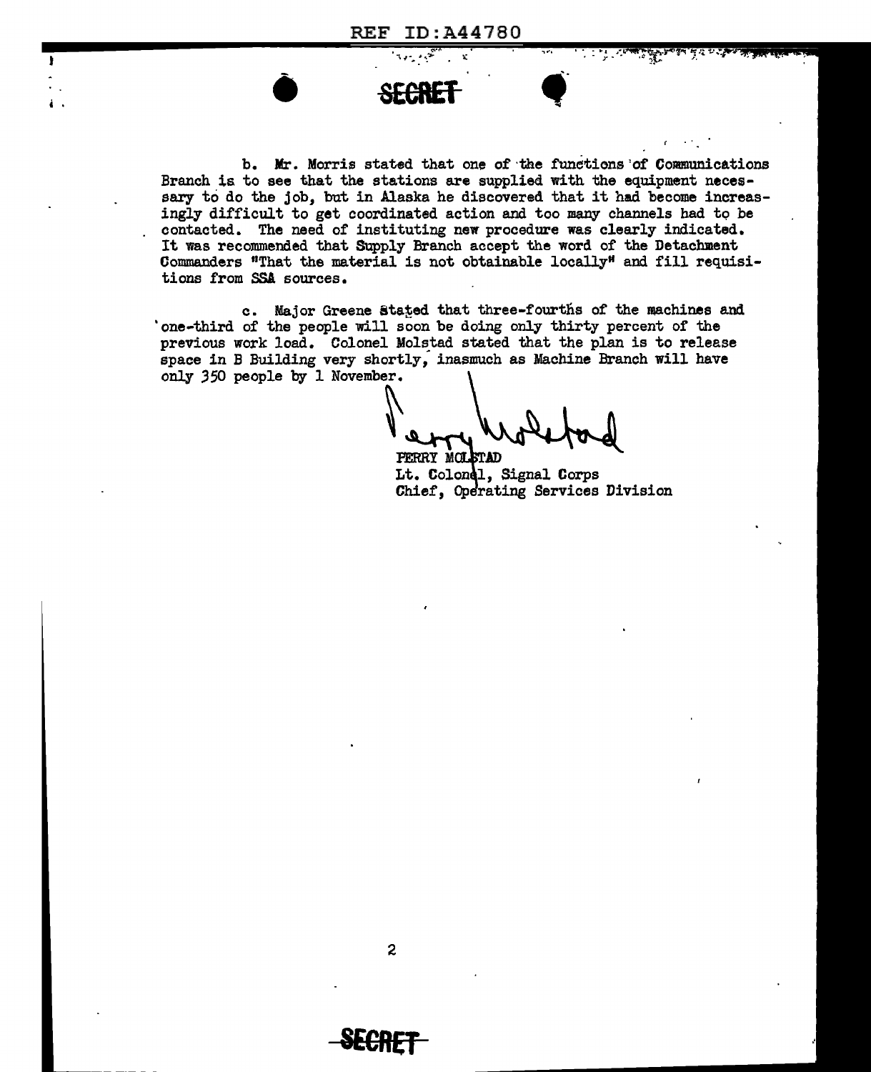SECRET

b. Mr. Morris stated that one of the functions of Communications Branch is to see that the stations are supplied with the equipment necessary to do the job, but in Alaska he discovered that it had become increasingly difficult to get coordinated action and too many channels had to be contacted. The need of instituting new procedure was clearly indicated. It was recommended that Supply Branch accept the word of the Detachment Commanders "That the material is not obtainable locally" and fill requisitions from SSA sources.

c. Major Greene stated that three-fourths of the machines and one-third of the people will soon be doing only thirty percent of the previous work load. Colonel Molstad stated that the plan is to release space in B Building very shortly, inasmuch as Machine Branch will have only 350 people by 1 November.

PERRY MOLSTAD
Lt. Colonel, Signal Corps
Chief, Operating Services Division

SECRET